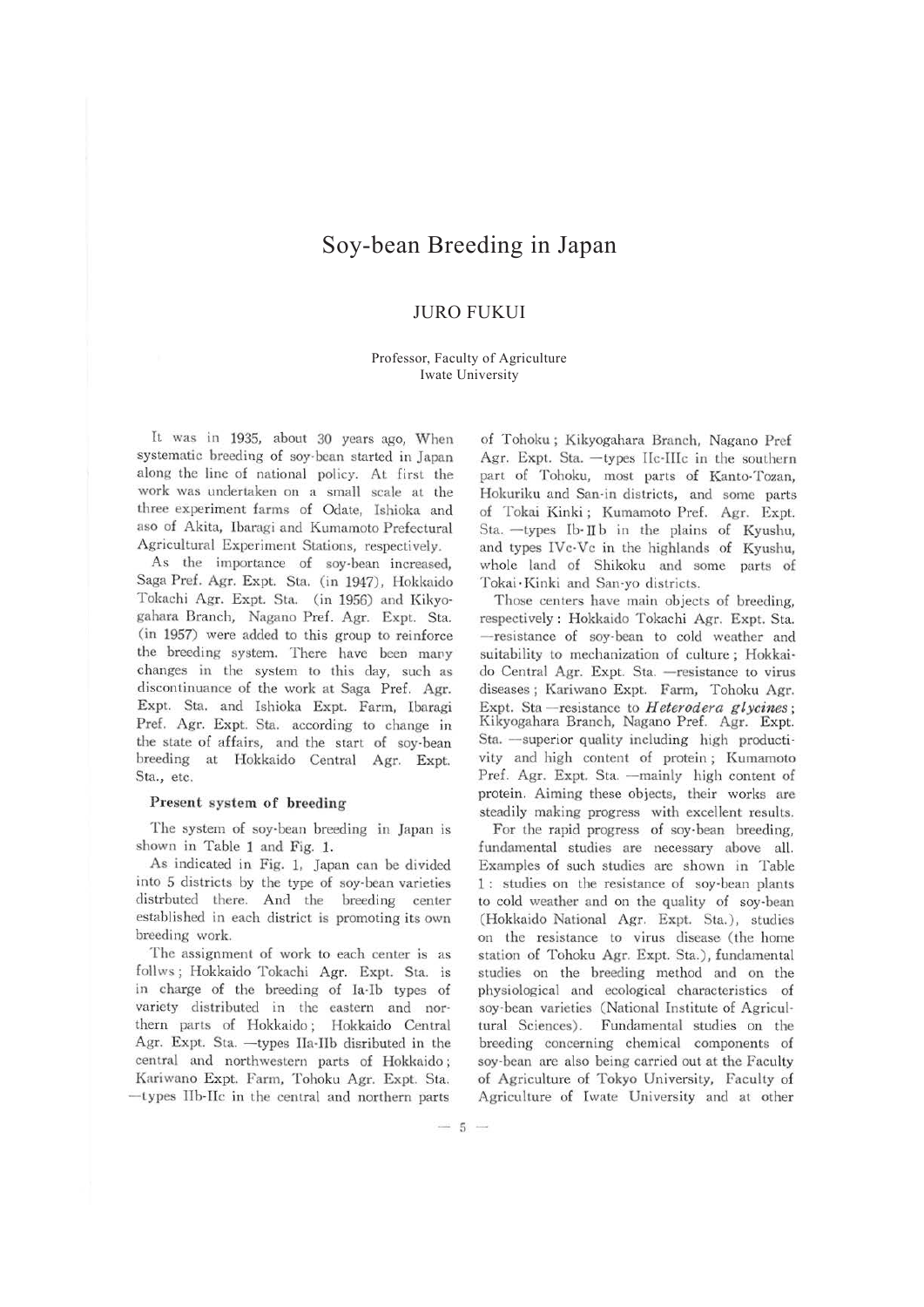# Soy-bean Breeding in Japan

## JURO FUKUI

Professor, Faculty of Agriculture
Iwate University

It was in 1935, about 30 years ago, When systematic breeding of soy-bean started in Japan along the line of national policy. At first the work was undertaken on a small scale at the three experiment farms of Odate, Ishioka and aso of Akita, Ibaragi and Kumamoto Prefectural Agricultural Experiment Stations, respectively.

As the importance of soy-bean increased, Saga Pref. Agr. Expt. Sta. (in 1947), Hokkaido Tokachi Agr. Expt. Sta. (in 1956) and Kikyogahara Branch, Nagano Pref. Agr. Expt. Sta. (in 1957) were added to this group to reinforce the breeding system. There have been many changes in the system to this day, such as discontinuance of the work at Saga Pref. Agr. Expt. Sta. and Ishioka Expt. Farm, Ibaragi Pref. Agr. Expt. Sta. according to change in the state of affairs, and the start of soy-bean breeding at Hokkaido Central Agr. Expt. Sta., etc.

### Present system of breeding

The system of soy-bean breeding in Japan is shown in Table 1 and Fig. 1.

As indicated in Fig. 1, Japan can be divided into 5 districts by the type of soy-bean varieties distrbuted there. And the breeding center established in each district is promoting its own breeding work.

The assignment of work to each center is as follws; Hokkaido Tokachi Agr. Expt. Sta. is in charge of the breeding of Ia-Ib types of variety distributed in the eastern and northern parts of Hokkaido; Hokkaido Central Agr. Expt. Sta. —types IIa-IIb disributed in the central and northwestern parts of Hokkaido; Kariwano Expt. Farm, Tohoku Agr. Expt. Sta. —types IIb-IIc in the central and northern parts of Tohoku; Kikyogahara Branch, Nagano Pref Agr. Expt. Sta. —types IIc-IIIc in the southern part of Tohoku, most parts of Kanto-Tozan, Hokuriku and San-in districts, and some parts of Tokai Kinki; Kumamoto Pref. Agr. Expt. Sta. —types Ib-IIb in the plains of Kyushu, and types IVc-Vc in the highlands of Kyushu, whole land of Shikoku and some parts of Tokai·Kinki and San-yo districts.

Those centers have main objects of breeding, respectively: Hokkaido Tokachi Agr. Expt. Sta. —resistance of soy-bean to cold weather and suitability to mechanization of culture; Hokkaido Central Agr. Expt. Sta. —resistance to virus diseases; Kariwano Expt. Farm, Tohoku Agr. Expt. Sta —resistance to *Heterodera glycines*; Kikyogahara Branch, Nagano Pref. Agr. Expt. Sta. —superior quality including high productivity and high content of protein; Kumamoto Pref. Agr. Expt. Sta. —mainly high content of protein. Aiming these objects, their works are steadily making progress with excellent results.

For the rapid progress of soy-bean breeding, fundamental studies are necessary above all. Examples of such studies are shown in Table 1: studies on the resistance of soy-bean plants to cold weather and on the quality of soy-bean (Hokkaido National Agr. Expt. Sta.), studies on the resistance to virus disease (the home station of Tohoku Agr. Expt. Sta.), fundamental studies on the breeding method and on the physiological and ecological characteristics of soy-bean varieties (National Institute of Agricultural Sciences). Fundamental studies on the breeding concerning chemical components of soy-bean are also being carried out at the Faculty of Agriculture of Tokyo University, Faculty of Agriculture of Iwate University and at other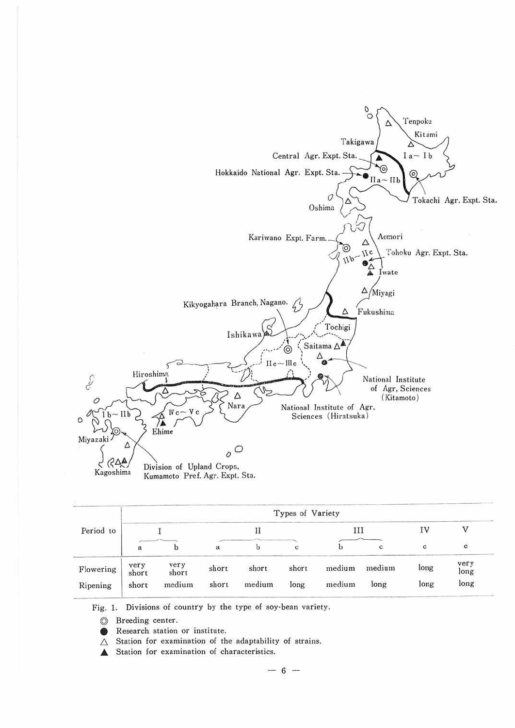| Period to | Types of Variety | | | | | | | | |
|---|---|---|---|---|---|---|---|---|---|
| | I | | II | | | III | | IV | V |
| | a | b | a | b | c | b | c | c | c |
| Flowering | very short | very short | short | short | short | medium | medium | long | very long |
| Ripening | short | medium | short | medium | long | medium | long | long | long |

Fig. 1. Divisions of country by the type of soy-bean variety.

◎ Breeding center.

● Research station or institute.

△ Station for examination of the adaptability of strains.

▲ Station for examination of characteristics.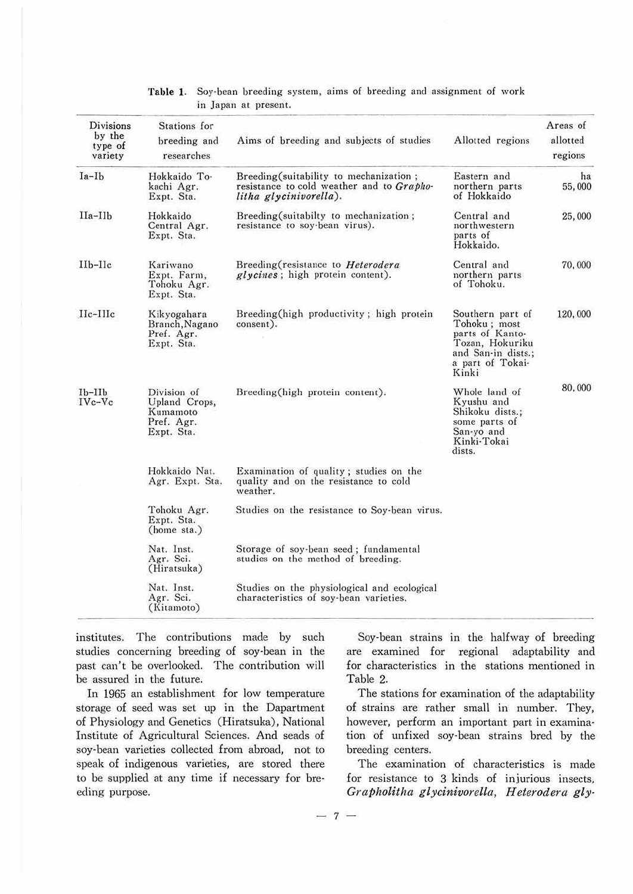**Table 1.** Soy-bean breeding system, aims of breeding and assignment of work in Japan at present.

| Divisions by the type of variety | Stations for breeding and researches | Aims of breeding and subjects of studies | Allotted regions | Areas of allotted regions |
|---|---|---|---|---|
| | | | | ha |
| Ia–Ib | Hokkaido Tokachi Agr. Expt. Sta. | Breeding(suitability to mechanization ; resistance to cold weather and to *Grapholitha glycinivorella*). | Eastern and northern parts of Hokkaido | 55,000 |
| IIa–IIb | Hokkaido Central Agr. Expt. Sta. | Breeding(suitabilty to mechanization ; resistance to soy-bean virus). | Central and northwestern parts of Hokkaido. | 25,000 |
| IIb–IIc | Kariwano Expt. Farm, Tohoku Agr. Expt. Sta. | Breeding(resistance to *Heterodera glycines* ; high protein content). | Central and northern parts of Tohoku. | 70,000 |
| IIc–IIIc | Kikyogahara Branch, Nagano Pref. Agr. Expt. Sta. | Breeding(high productivity ; high protein consent). | Southern part of Tohoku ; most parts of Kanto-Tozan, Hokuriku and San-in dists.; a part of Tokai-Kinki | 120,000 |
| Ib–IIb IVc–Vc | Division of Upland Crops, Kumamoto Pref. Agr. Expt. Sta. | Breeding(high protein content). | Whole land of Kyushu and Shikoku dists.; some parts of San-yo and Kinki-Tokai dists. | 80,000 |
| | Hokkaido Nat. Agr. Expt. Sta. | Examination of quality ; studies on the quality and on the resistance to cold weather. | | |
| | Tohoku Agr. Expt. Sta. (home sta.) | Studies on the resistance to Soy-bean virus. | | |
| | Nat. Inst. Agr. Sci. (Hiratsuka) | Storage of soy-bean seed ; fundamental studies on the method of breeding. | | |
| | Nat. Inst. Agr. Sci. (Kitamoto) | Studies on the physiological and ecological characteristics of soy-bean varieties. | | |

institutes. The contributions made by such studies concerning breeding of soy-bean in the past can't be overlooked. The contribution will be assured in the future.

In 1965 an establishment for low temperature storage of seed was set up in the Dapartment of Physiology and Genetics (Hiratsuka), National Institute of Agricultural Sciences. And seads of soy-bean varieties collected from abroad, not to speak of indigenous varieties, are stored there to be supplied at any time if necessary for breeding purpose.

Soy-bean strains in the halfway of breeding are examined for regional adaptability and for characteristics in the stations mentioned in Table 2.

The stations for examination of the adaptability of strains are rather small in number. They, however, perform an important part in examination of unfixed soy-bean strains bred by the breeding centers.

The examination of characteristics is made for resistance to 3 kinds of injurious insects, *Grapholitha glycinivorella*, *Heterodera gly-*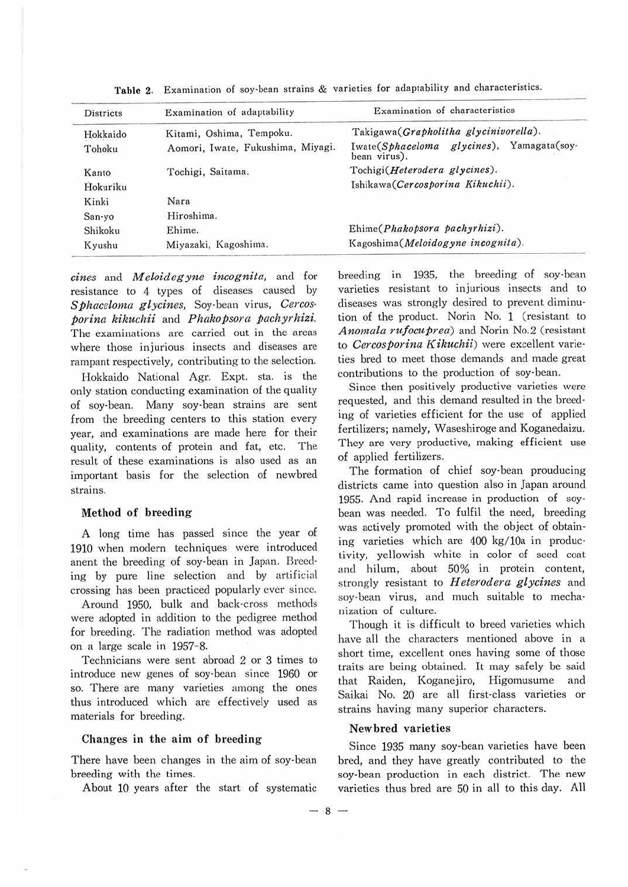Table 2. Examination of soy-bean strains & varieties for adaptability and characteristics.

| Districts | Examination of adaptability | Examination of characteristics |
|---|---|---|
| Hokkaido | Kitami, Oshima, Tempoku. | Takigawa(*Grapholitha glycinivorella*). |
| Tohoku | Aomori, Iwate, Fukushima, Miyagi. | Iwate(*Sphaceloma glycines*), Yamagata(soy-bean virus). |
| Kanto | Tochigi, Saitama. | Tochigi(*Heterodera glycines*). |
| Hokuriku | | Ishikawa(*Cercosporina Kikuchii*). |
| Kinki | Nara | |
| San-yo | Hiroshima. | |
| Shikoku | Ehime. | Ehime(*Phakopsora pachyrhizi*). |
| Kyushu | Miyazaki, Kagoshima. | Kagoshima(*Meloidogyne incognita*). |

*cines* and *Meloidegyne incognita*, and for resistance to 4 types of diseases caused by *Sphaceloma glycines*, Soy-bean virus, *Cercosporina kikuchii* and *Phakopsora pachyrhizi*. The examinations are carried out in the areas where those injurious insects and diseases are rampant respectively, contributing to the selection.

Hokkaido National Agr. Expt. sta. is the only station conducting examination of the quality of soy-bean. Many soy-bean strains are sent from the breeding centers to this station every year, and examinations are made here for their quality, contents of protein and fat, etc. The result of these examinations is also used as an important basis for the selection of newbred strains.

### Method of breeding

A long time has passed since the year of 1910 when modern techniques were introduced anent the breeding of soy-bean in Japan. Breeding by pure line selection and by artificial crossing has been practiced popularly ever since.

Around 1950, bulk and back-cross methods were adopted in addition to the pedigree method for breeding. The radiation method was adopted on a large scale in 1957-8.

Technicians were sent abroad 2 or 3 times to introduce new genes of soy-bean since 1960 or so. There are many varieties among the ones thus introduced which are effectively used as materials for breeding.

### Changes in the aim of breeding

There have been changes in the aim of soy-bean breeding with the times.

About 10 years after the start of systematic breeding in 1935, the breeding of soy-bean varieties resistant to injurious insects and to diseases was strongly desired to prevent diminution of the product. Norin No. 1 (resistant to *Anomala rufocuprea*) and Norin No.2 (resistant to *Cercosporina Kikuchii*) were excellent varieties bred to meet those demands and made great contributions to the production of soy-bean.

Since then positively productive varieties were requested, and this demand resulted in the breeding of varieties efficient for the use of applied fertilizers; namely, Waseshiroge and Koganedaizu. They are very productive, making efficient use of applied fertilizers.

The formation of chief soy-bean prouducing districts came into question also in Japan around 1955. And rapid increase in production of soy-bean was needed. To fulfil the need, breeding was actively promoted with the object of obtaining varieties which are 400 kg/10a in productivity, yellowish white in color of seed coat and hilum, about 50% in protein content, strongly resistant to *Heterodera glycines* and soy-bean virus, and much suitable to mechanization of culture.

Though it is difficult to breed varieties which have all the characters mentioned above in a short time, excellent ones having some of those traits are being obtained. It may safely be said that Raiden, Koganejiro, Higomusume and Saikai No. 20 are all first-class varieties or strains having many superior characters.

### Newbred varieties

Since 1935 many soy-bean varieties have been bred, and they have greatly contributed to the soy-bean production in each district. The new varieties thus bred are 50 in all to this day. All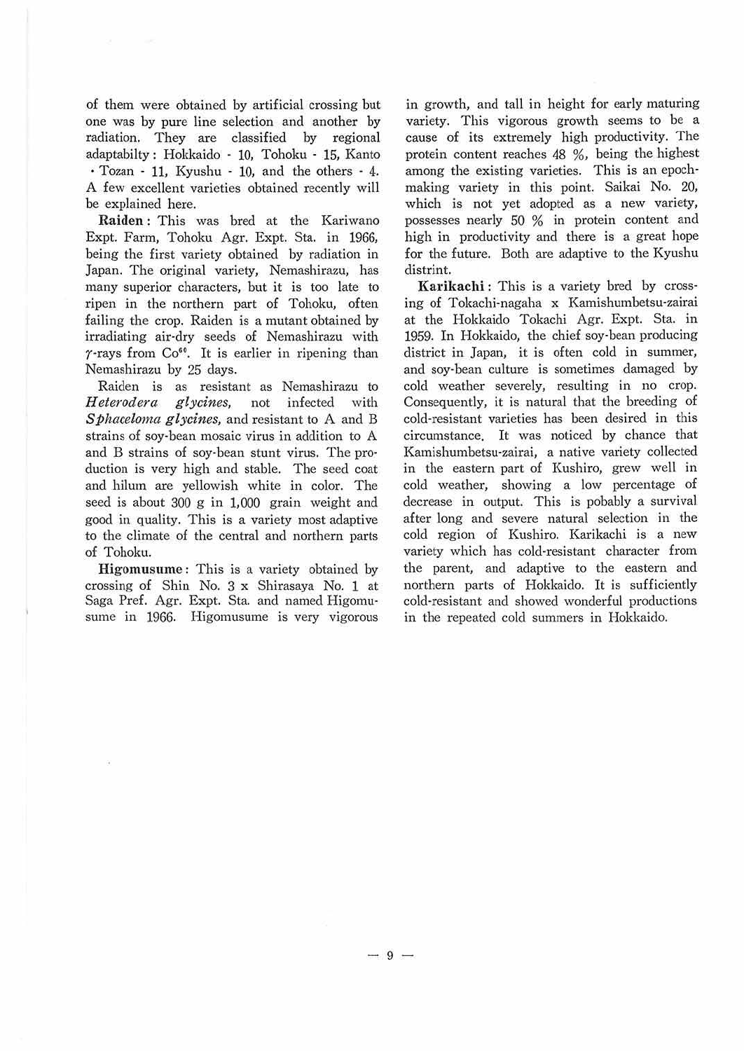of them were obtained by artificial crossing but one was by pure line selection and another by radiation. They are classified by regional adaptabilty: Hokkaido - 10, Tohoku - 15, Kanto · Tozan - 11, Kyushu - 10, and the others - 4. A few excellent varieties obtained recently will be explained here.

**Raiden**: This was bred at the Kariwano Expt. Farm, Tohoku Agr. Expt. Sta. in 1966, being the first variety obtained by radiation in Japan. The original variety, Nemashirazu, has many superior characters, but it is too late to ripen in the northern part of Tohoku, often failing the crop. Raiden is a mutant obtained by irradiating air-dry seeds of Nemashirazu with $\gamma$-rays from $Co^{60}$. It is earlier in ripening than Nemashirazu by 25 days.

Raiden is as resistant as Nemashirazu to ***Heterodera glycines***, not infected with ***Sphaceloma glycines***, and resistant to A and B strains of soy-bean mosaic virus in addition to A and B strains of soy-bean stunt virus. The production is very high and stable. The seed coat and hilum are yellowish white in color. The seed is about 300 g in 1,000 grain weight and good in quality. This is a variety most adaptive to the climate of the central and northern parts of Tohoku.

**Higomusume**: This is a variety obtained by crossing of Shin No. 3 x Shirasaya No. 1 at Saga Pref. Agr. Expt. Sta. and named Higomusume in 1966. Higomusume is very vigorous in growth, and tall in height for early maturing variety. This vigorous growth seems to be a cause of its extremely high productivity. The protein content reaches 48 %, being the highest among the existing varieties. This is an epoch-making variety in this point. Saikai No. 20, which is not yet adopted as a new variety, possesses nearly 50 % in protein content and high in productivity and there is a great hope for the future. Both are adaptive to the Kyushu distrint.

**Karikachi**: This is a variety bred by crossing of Tokachi-nagaha x Kamishumbetsu-zairai at the Hokkaido Tokachi Agr. Expt. Sta. in 1959. In Hokkaido, the chief soy-bean producing district in Japan, it is often cold in summer, and soy-bean culture is sometimes damaged by cold weather severely, resulting in no crop. Consequently, it is natural that the breeding of cold-resistant varieties has been desired in this circumstance. It was noticed by chance that Kamishumbetsu-zairai, a native variety collected in the eastern part of Kushiro, grew well in cold weather, showing a low percentage of decrease in output. This is pobably a survival after long and severe natural selection in the cold region of Kushiro. Karikachi is a new variety which has cold-resistant character from the parent, and adaptive to the eastern and northern parts of Hokkaido. It is sufficiently cold-resistant and showed wonderful productions in the repeated cold summers in Hokkaido.